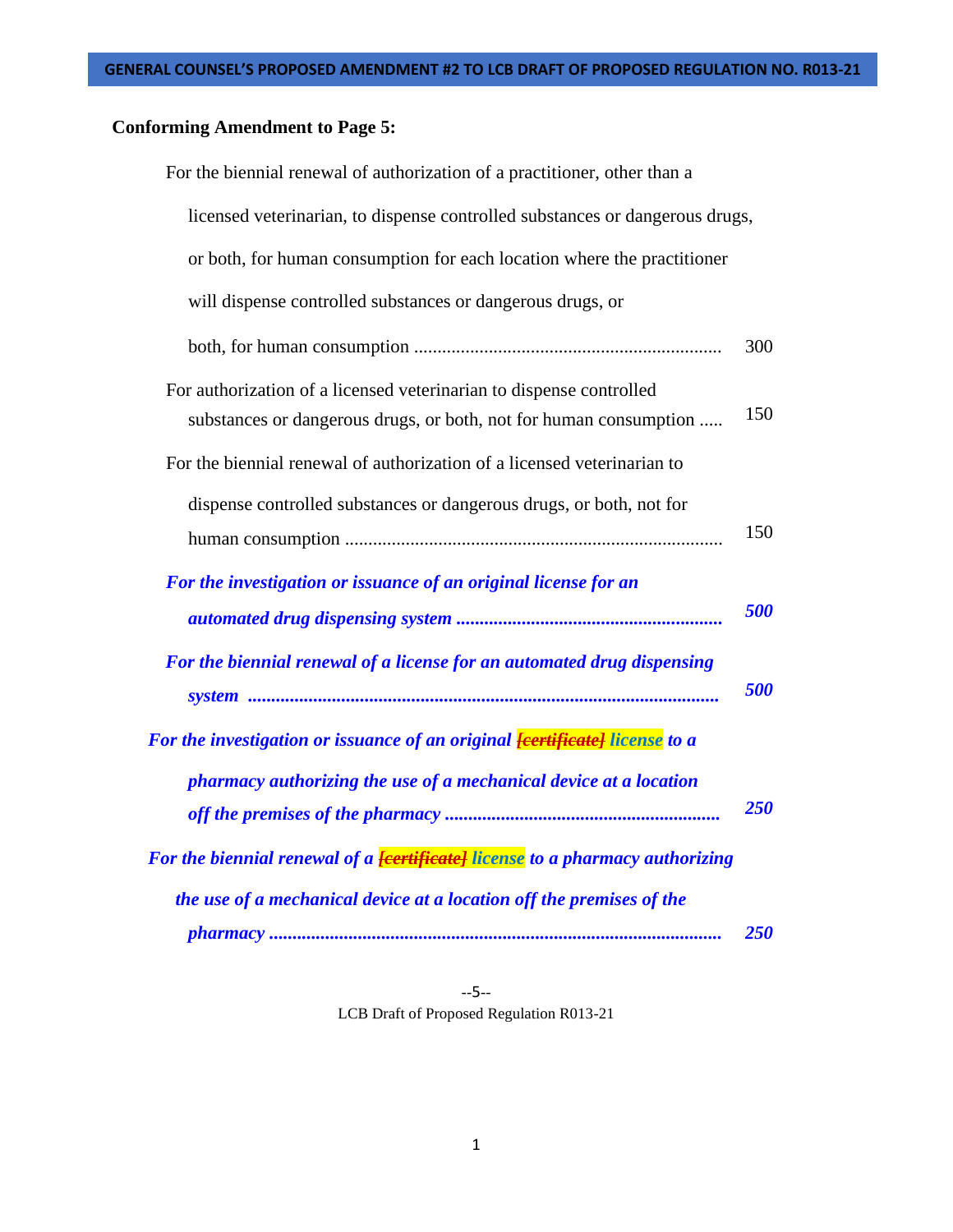**Conforming Amendment to Page 5:**

For the biennial renewal of authorization of a practitioner, other than a licensed veterinarian, to dispense controlled substances or dangerous drugs, or both, for human consumption for each location where the practitioner will dispense controlled substances or dangerous drugs, or both, for human consumption .................................................................. 300

For authorization of a licensed veterinarian to dispense controlled substances or dangerous drugs, or both, not for human consumption ..... 150

For the biennial renewal of authorization of a licensed veterinarian to dispense controlled substances or dangerous drugs, or both, not for human consumption ................................................................................ 150

***For the investigation or issuance of an original license for an automated drug dispensing system ........................................................ 500***

***For the biennial renewal of a license for an automated drug dispensing system .................................................................................................... 500***

***For the investigation or issuance of an original [certificate] license to a pharmacy authorizing the use of a mechanical device at a location off the premises of the pharmacy .......................................................... 250***

***For the biennial renewal of a [certificate] license to a pharmacy authorizing the use of a mechanical device at a location off the premises of the pharmacy ............................................................................................. 250***

--5--
LCB Draft of Proposed Regulation R013-21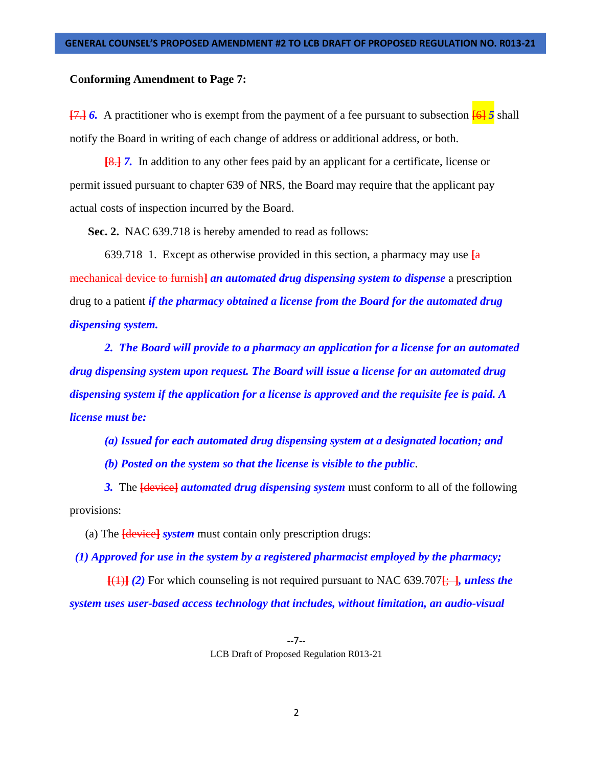**Conforming Amendment to Page 7:**

[7.] ***6.*** A practitioner who is exempt from the payment of a fee pursuant to subsection [6] ***5*** shall notify the Board in writing of each change of address or additional address, or both.

[8.] ***7.*** In addition to any other fees paid by an applicant for a certificate, license or permit issued pursuant to chapter 639 of NRS, the Board may require that the applicant pay actual costs of inspection incurred by the Board.

**Sec. 2.** NAC 639.718 is hereby amended to read as follows:

639.718 1. Except as otherwise provided in this section, a pharmacy may use [a mechanical device to furnish] ***an automated drug dispensing system to dispense*** a prescription drug to a patient ***if the pharmacy obtained a license from the Board for the automated drug dispensing system.***

***2. The Board will provide to a pharmacy an application for a license for an automated drug dispensing system upon request. The Board will issue a license for an automated drug dispensing system if the application for a license is approved and the requisite fee is paid. A license must be:***

***(a) Issued for each automated drug dispensing system at a designated location; and***

***(b) Posted on the system so that the license is visible to the public***.

***3.*** The [device] ***automated drug dispensing system*** must conform to all of the following provisions:

(a) The [device] ***system*** must contain only prescription drugs:

***(1) Approved for use in the system by a registered pharmacist employed by the pharmacy;***

[(1)] ***(2)*** For which counseling is not required pursuant to NAC 639.707[; ]***, unless the system uses user-based access technology that includes, without limitation, an audio-visual***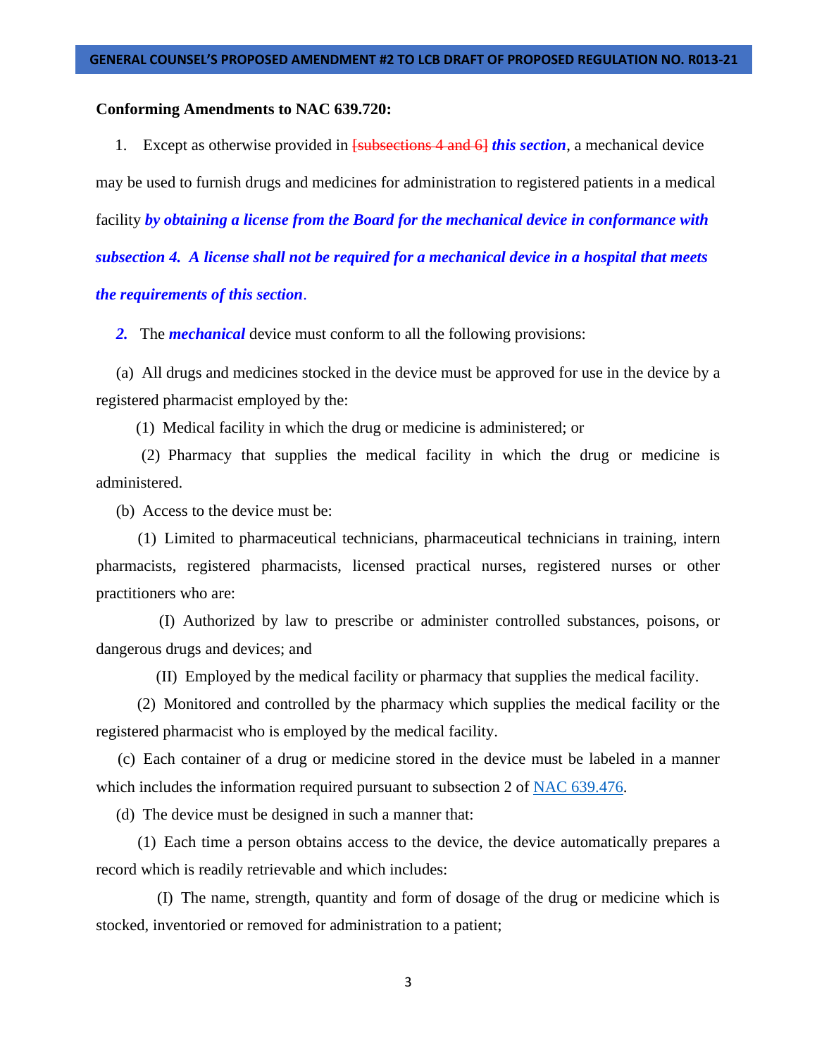**Conforming Amendments to NAC 639.720:**

1. Except as otherwise provided in [subsections 4 and 6] ***this section***, a mechanical device may be used to furnish drugs and medicines for administration to registered patients in a medical facility ***by obtaining a license from the Board for the mechanical device in conformance with subsection 4. A license shall not be required for a mechanical device in a hospital that meets the requirements of this section***.

***2.*** The ***mechanical*** device must conform to all the following provisions:

(a) All drugs and medicines stocked in the device must be approved for use in the device by a registered pharmacist employed by the:

(1) Medical facility in which the drug or medicine is administered; or

(2) Pharmacy that supplies the medical facility in which the drug or medicine is administered.

(b) Access to the device must be:

(1) Limited to pharmaceutical technicians, pharmaceutical technicians in training, intern pharmacists, registered pharmacists, licensed practical nurses, registered nurses or other practitioners who are:

(I) Authorized by law to prescribe or administer controlled substances, poisons, or dangerous drugs and devices; and

(II) Employed by the medical facility or pharmacy that supplies the medical facility.

(2) Monitored and controlled by the pharmacy which supplies the medical facility or the registered pharmacist who is employed by the medical facility.

(c) Each container of a drug or medicine stored in the device must be labeled in a manner which includes the information required pursuant to subsection 2 of NAC 639.476.

(d) The device must be designed in such a manner that:

(1) Each time a person obtains access to the device, the device automatically prepares a record which is readily retrievable and which includes:

(I) The name, strength, quantity and form of dosage of the drug or medicine which is stocked, inventoried or removed for administration to a patient;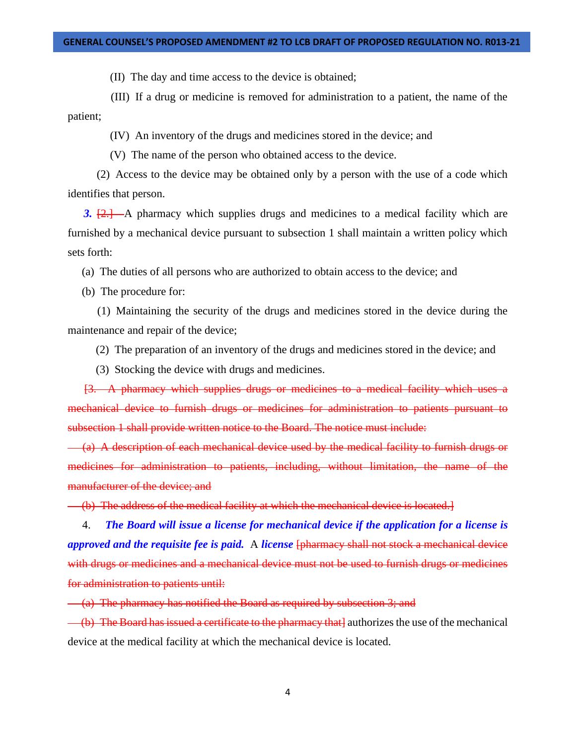(II) The day and time access to the device is obtained;

(III) If a drug or medicine is removed for administration to a patient, the name of the patient;

(IV) An inventory of the drugs and medicines stored in the device; and

(V) The name of the person who obtained access to the device.

(2) Access to the device may be obtained only by a person with the use of a code which identifies that person.

***3.*** ~~[2.]~~ A pharmacy which supplies drugs and medicines to a medical facility which are furnished by a mechanical device pursuant to subsection 1 shall maintain a written policy which sets forth:

(a) The duties of all persons who are authorized to obtain access to the device; and

(b) The procedure for:

(1) Maintaining the security of the drugs and medicines stored in the device during the maintenance and repair of the device;

(2) The preparation of an inventory of the drugs and medicines stored in the device; and

(3) Stocking the device with drugs and medicines.

~~[3. A pharmacy which supplies drugs or medicines to a medical facility which uses a mechanical device to furnish drugs or medicines for administration to patients pursuant to subsection 1 shall provide written notice to the Board. The notice must include:~~

~~(a) A description of each mechanical device used by the medical facility to furnish drugs or medicines for administration to patients, including, without limitation, the name of the manufacturer of the device; and~~

~~(b) The address of the medical facility at which the mechanical device is located.]~~

4. ***The Board will issue a license for mechanical device if the application for a license is approved and the requisite fee is paid.*** A ***license*** ~~[pharmacy shall not stock a mechanical device with drugs or medicines and a mechanical device must not be used to furnish drugs or medicines for administration to patients until:~~

~~(a) The pharmacy has notified the Board as required by subsection 3; and~~

~~(b) The Board has issued a certificate to the pharmacy that]~~ authorizes the use of the mechanical device at the medical facility at which the mechanical device is located.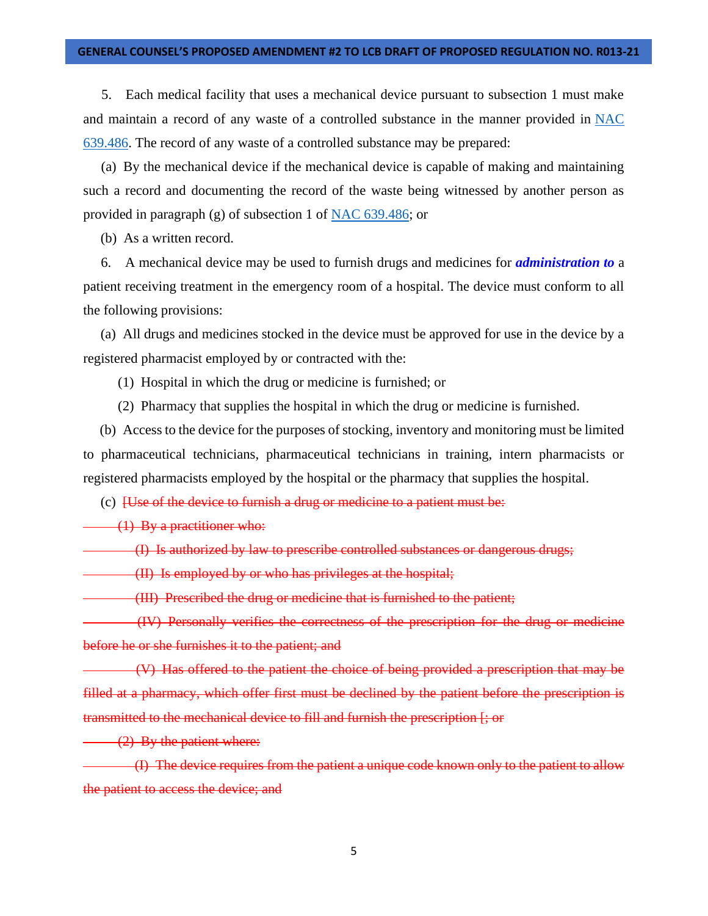5. Each medical facility that uses a mechanical device pursuant to subsection 1 must make and maintain a record of any waste of a controlled substance in the manner provided in NAC 639.486. The record of any waste of a controlled substance may be prepared:

(a) By the mechanical device if the mechanical device is capable of making and maintaining such a record and documenting the record of the waste being witnessed by another person as provided in paragraph (g) of subsection 1 of NAC 639.486; or

(b) As a written record.

6. A mechanical device may be used to furnish drugs and medicines for ***administration to*** a patient receiving treatment in the emergency room of a hospital. The device must conform to all the following provisions:

(a) All drugs and medicines stocked in the device must be approved for use in the device by a registered pharmacist employed by or contracted with the:

(1) Hospital in which the drug or medicine is furnished; or

(2) Pharmacy that supplies the hospital in which the drug or medicine is furnished.

(b) Access to the device for the purposes of stocking, inventory and monitoring must be limited to pharmaceutical technicians, pharmaceutical technicians in training, intern pharmacists or registered pharmacists employed by the hospital or the pharmacy that supplies the hospital.

(c) ~~[Use of the device to furnish a drug or medicine to a patient must be:~~

~~(1) By a practitioner who:~~

~~(I) Is authorized by law to prescribe controlled substances or dangerous drugs;~~

~~(II) Is employed by or who has privileges at the hospital;~~

~~(III) Prescribed the drug or medicine that is furnished to the patient;~~

~~(IV) Personally verifies the correctness of the prescription for the drug or medicine before he or she furnishes it to the patient; and~~

~~(V) Has offered to the patient the choice of being provided a prescription that may be filled at a pharmacy, which offer first must be declined by the patient before the prescription is transmitted to the mechanical device to fill and furnish the prescription [; or~~

~~(2) By the patient where:~~

~~(I) The device requires from the patient a unique code known only to the patient to allow the patient to access the device; and~~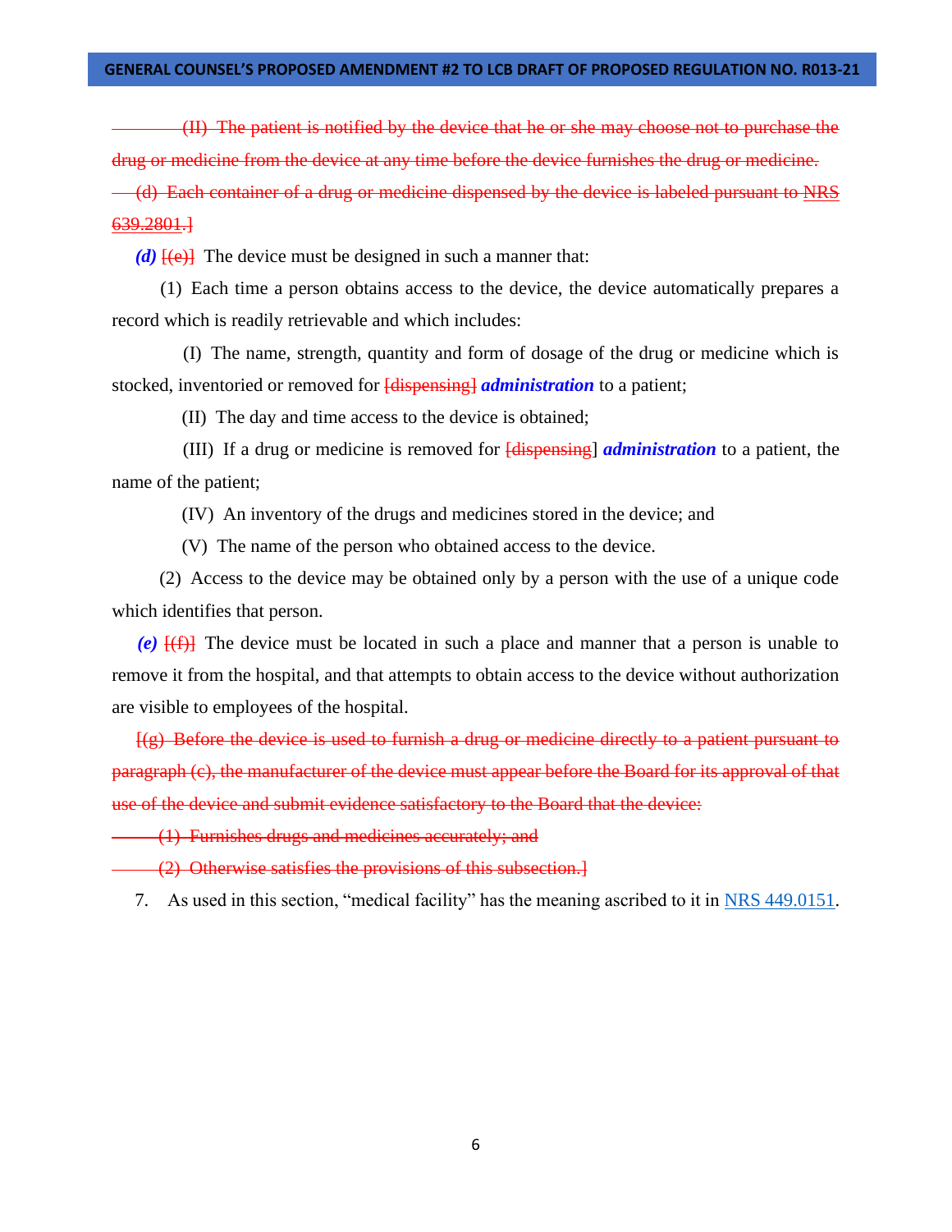~~(II) The patient is notified by the device that he or she may choose not to purchase the drug or medicine from the device at any time before the device furnishes the drug or medicine.~~

~~(d) Each container of a drug or medicine dispensed by the device is labeled pursuant to NRS 639.2801.]~~

***(d)*** ~~[(e)]~~ The device must be designed in such a manner that:

(1) Each time a person obtains access to the device, the device automatically prepares a record which is readily retrievable and which includes:

(I) The name, strength, quantity and form of dosage of the drug or medicine which is stocked, inventoried or removed for ~~[dispensing]~~ ***administration*** to a patient;

(II) The day and time access to the device is obtained;

(III) If a drug or medicine is removed for ~~[dispensing]~~ ***administration*** to a patient, the name of the patient;

(IV) An inventory of the drugs and medicines stored in the device; and

(V) The name of the person who obtained access to the device.

(2) Access to the device may be obtained only by a person with the use of a unique code which identifies that person.

***(e)*** ~~[(f)]~~ The device must be located in such a place and manner that a person is unable to remove it from the hospital, and that attempts to obtain access to the device without authorization are visible to employees of the hospital.

~~[(g) Before the device is used to furnish a drug or medicine directly to a patient pursuant to paragraph (c), the manufacturer of the device must appear before the Board for its approval of that use of the device and submit evidence satisfactory to the Board that the device:~~

~~(1) Furnishes drugs and medicines accurately; and~~

~~(2) Otherwise satisfies the provisions of this subsection.]~~

7. As used in this section, "medical facility" has the meaning ascribed to it in NRS 449.0151.